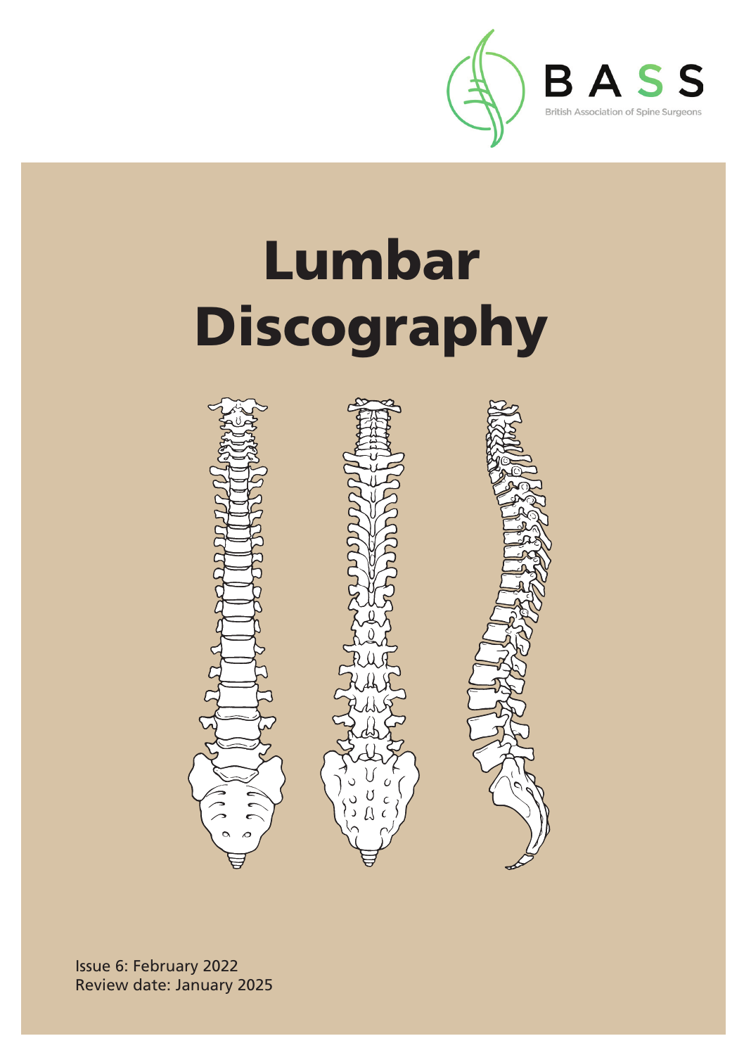BASS

British Association of Spine Surgeons

# Lumbar Discography

Issue 6: February 2022
Review date: January 2025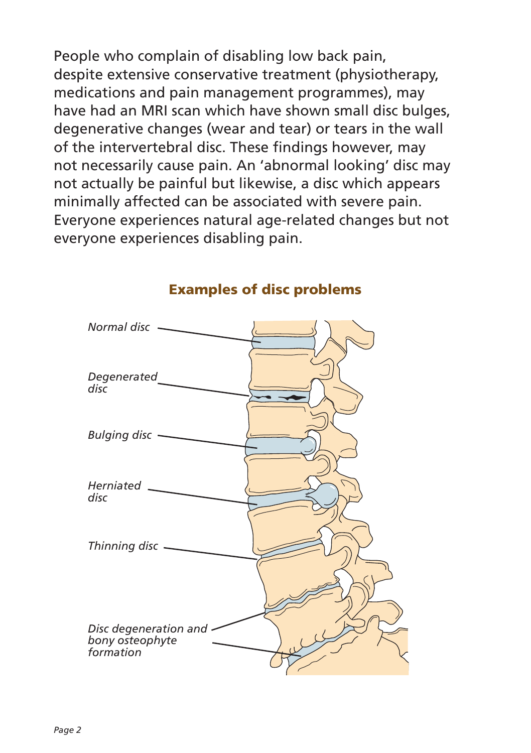People who complain of disabling low back pain, despite extensive conservative treatment (physiotherapy, medications and pain management programmes), may have had an MRI scan which have shown small disc bulges, degenerative changes (wear and tear) or tears in the wall of the intervertebral disc. These findings however, may not necessarily cause pain. An 'abnormal looking' disc may not actually be painful but likewise, a disc which appears minimally affected can be associated with severe pain. Everyone experiences natural age-related changes but not everyone experiences disabling pain.

## Examples of disc problems

*Normal disc*

*Degenerated disc*

*Bulging disc*

*Herniated disc*

*Thinning disc*

*Disc degeneration and bony osteophyte formation*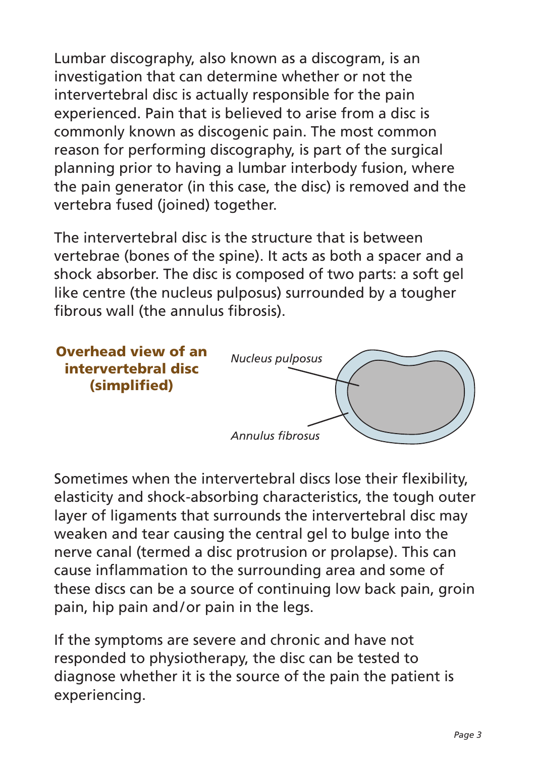Lumbar discography, also known as a discogram, is an investigation that can determine whether or not the intervertebral disc is actually responsible for the pain experienced. Pain that is believed to arise from a disc is commonly known as discogenic pain. The most common reason for performing discography, is part of the surgical planning prior to having a lumbar interbody fusion, where the pain generator (in this case, the disc) is removed and the vertebra fused (joined) together.

The intervertebral disc is the structure that is between vertebrae (bones of the spine). It acts as both a spacer and a shock absorber. The disc is composed of two parts: a soft gel like centre (the nucleus pulposus) surrounded by a tougher fibrous wall (the annulus fibrosis).

**Overhead view of an intervertebral disc (simplified)**

*Nucleus pulposus*

*Annulus fibrosus*

Sometimes when the intervertebral discs lose their flexibility, elasticity and shock-absorbing characteristics, the tough outer layer of ligaments that surrounds the intervertebral disc may weaken and tear causing the central gel to bulge into the nerve canal (termed a disc protrusion or prolapse). This can cause inflammation to the surrounding area and some of these discs can be a source of continuing low back pain, groin pain, hip pain and/or pain in the legs.

If the symptoms are severe and chronic and have not responded to physiotherapy, the disc can be tested to diagnose whether it is the source of the pain the patient is experiencing.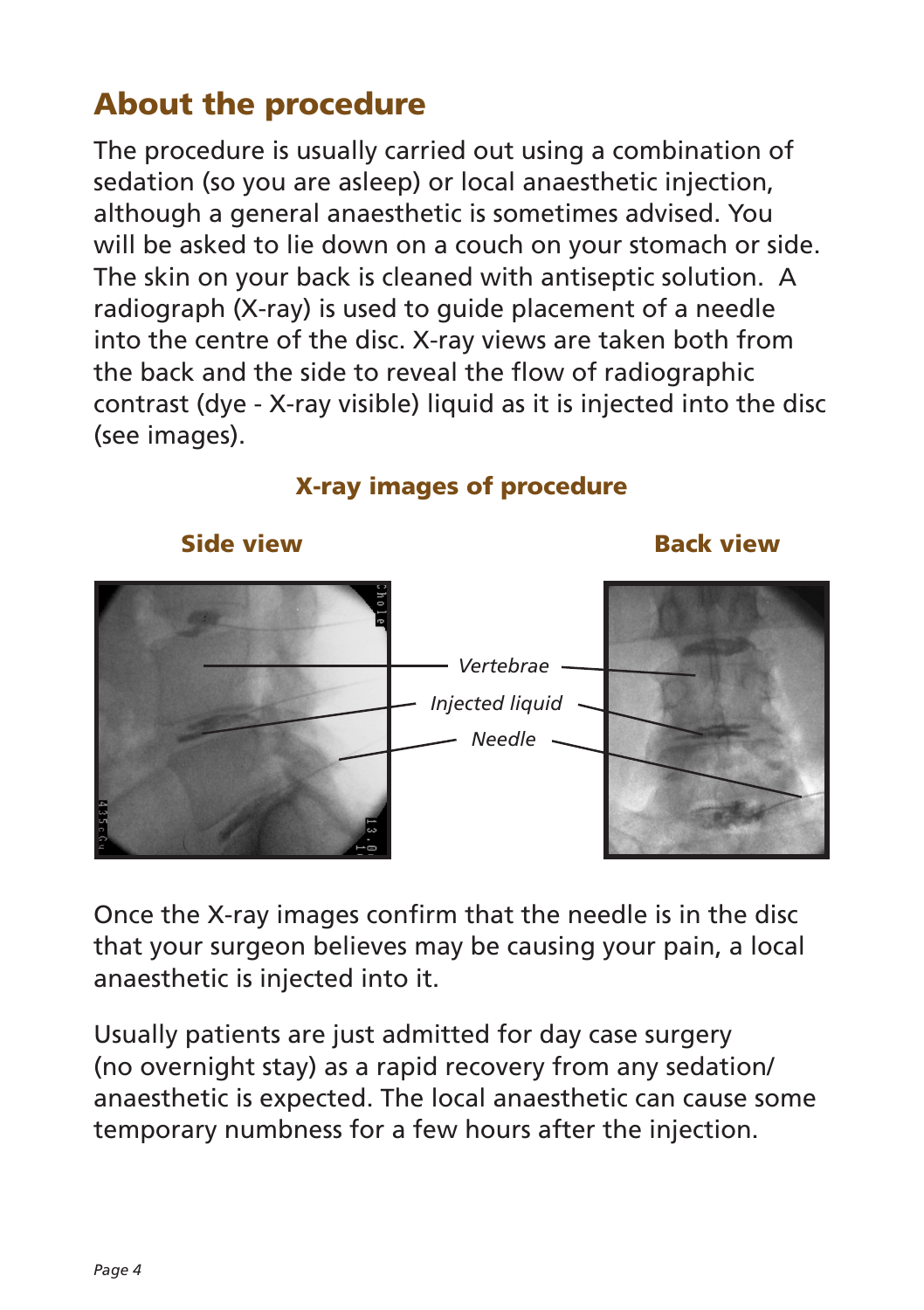## About the procedure

The procedure is usually carried out using a combination of sedation (so you are asleep) or local anaesthetic injection, although a general anaesthetic is sometimes advised. You will be asked to lie down on a couch on your stomach or side. The skin on your back is cleaned with antiseptic solution. A radiograph (X-ray) is used to guide placement of a needle into the centre of the disc. X-ray views are taken both from the back and the side to reveal the flow of radiographic contrast (dye - X-ray visible) liquid as it is injected into the disc (see images).

**X-ray images of procedure**

**Side view** | **Back view**

*Vertebrae*

*Injected liquid*

*Needle*

Once the X-ray images confirm that the needle is in the disc that your surgeon believes may be causing your pain, a local anaesthetic is injected into it.

Usually patients are just admitted for day case surgery (no overnight stay) as a rapid recovery from any sedation/ anaesthetic is expected. The local anaesthetic can cause some temporary numbness for a few hours after the injection.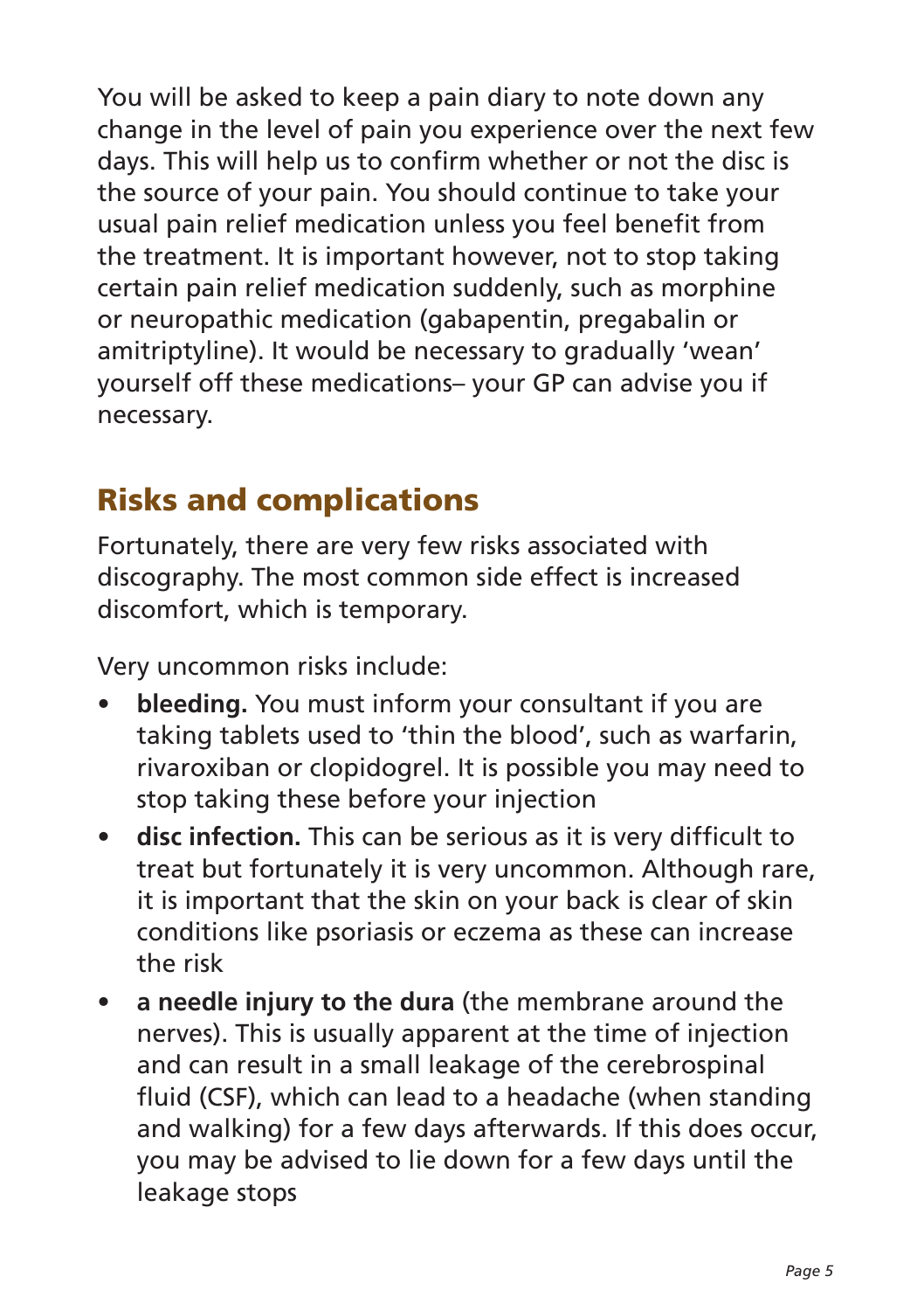You will be asked to keep a pain diary to note down any change in the level of pain you experience over the next few days. This will help us to confirm whether or not the disc is the source of your pain. You should continue to take your usual pain relief medication unless you feel benefit from the treatment. It is important however, not to stop taking certain pain relief medication suddenly, such as morphine or neuropathic medication (gabapentin, pregabalin or amitriptyline). It would be necessary to gradually 'wean' yourself off these medications– your GP can advise you if necessary.

## Risks and complications

Fortunately, there are very few risks associated with discography. The most common side effect is increased discomfort, which is temporary.

Very uncommon risks include:

- **bleeding.** You must inform your consultant if you are taking tablets used to 'thin the blood', such as warfarin, rivaroxiban or clopidogrel. It is possible you may need to stop taking these before your injection
- **disc infection.** This can be serious as it is very difficult to treat but fortunately it is very uncommon. Although rare, it is important that the skin on your back is clear of skin conditions like psoriasis or eczema as these can increase the risk
- **a needle injury to the dura** (the membrane around the nerves). This is usually apparent at the time of injection and can result in a small leakage of the cerebrospinal fluid (CSF), which can lead to a headache (when standing and walking) for a few days afterwards. If this does occur, you may be advised to lie down for a few days until the leakage stops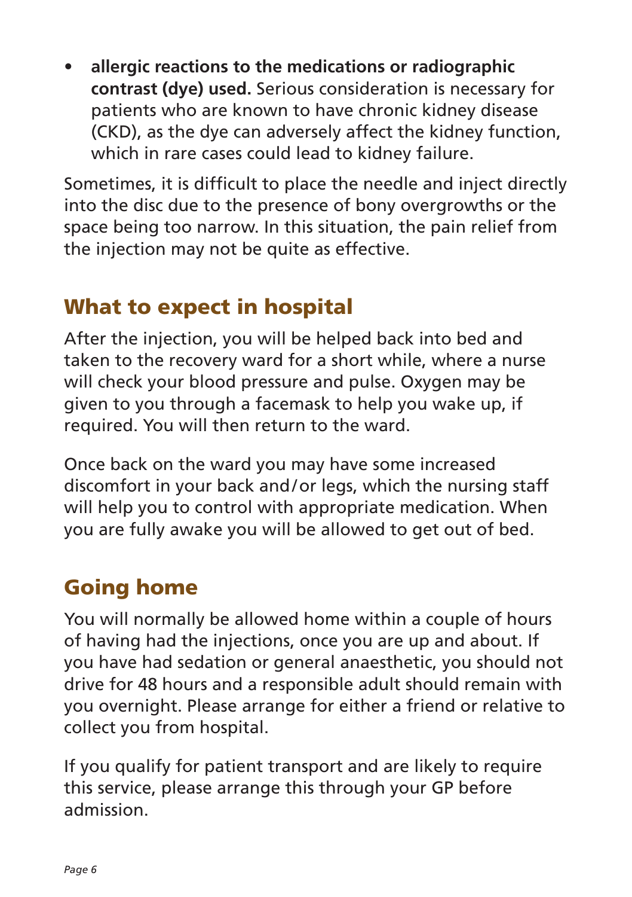- **allergic reactions to the medications or radiographic contrast (dye) used.** Serious consideration is necessary for patients who are known to have chronic kidney disease (CKD), as the dye can adversely affect the kidney function, which in rare cases could lead to kidney failure.

Sometimes, it is difficult to place the needle and inject directly into the disc due to the presence of bony overgrowths or the space being too narrow. In this situation, the pain relief from the injection may not be quite as effective.

## What to expect in hospital

After the injection, you will be helped back into bed and taken to the recovery ward for a short while, where a nurse will check your blood pressure and pulse. Oxygen may be given to you through a facemask to help you wake up, if required. You will then return to the ward.

Once back on the ward you may have some increased discomfort in your back and/or legs, which the nursing staff will help you to control with appropriate medication. When you are fully awake you will be allowed to get out of bed.

## Going home

You will normally be allowed home within a couple of hours of having had the injections, once you are up and about. If you have had sedation or general anaesthetic, you should not drive for 48 hours and a responsible adult should remain with you overnight. Please arrange for either a friend or relative to collect you from hospital.

If you qualify for patient transport and are likely to require this service, please arrange this through your GP before admission.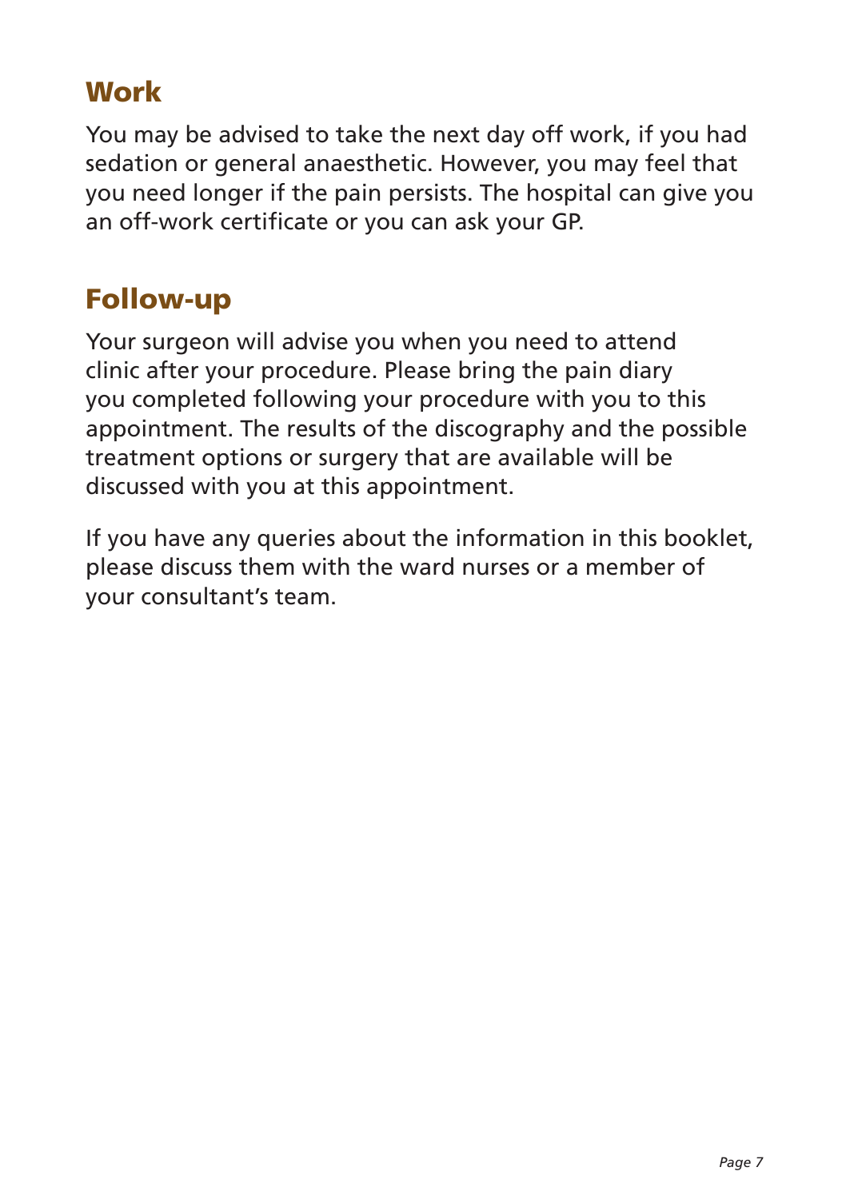## Work

You may be advised to take the next day off work, if you had sedation or general anaesthetic. However, you may feel that you need longer if the pain persists. The hospital can give you an off-work certificate or you can ask your GP.

## Follow-up

Your surgeon will advise you when you need to attend clinic after your procedure. Please bring the pain diary you completed following your procedure with you to this appointment. The results of the discography and the possible treatment options or surgery that are available will be discussed with you at this appointment.

If you have any queries about the information in this booklet, please discuss them with the ward nurses or a member of your consultant's team.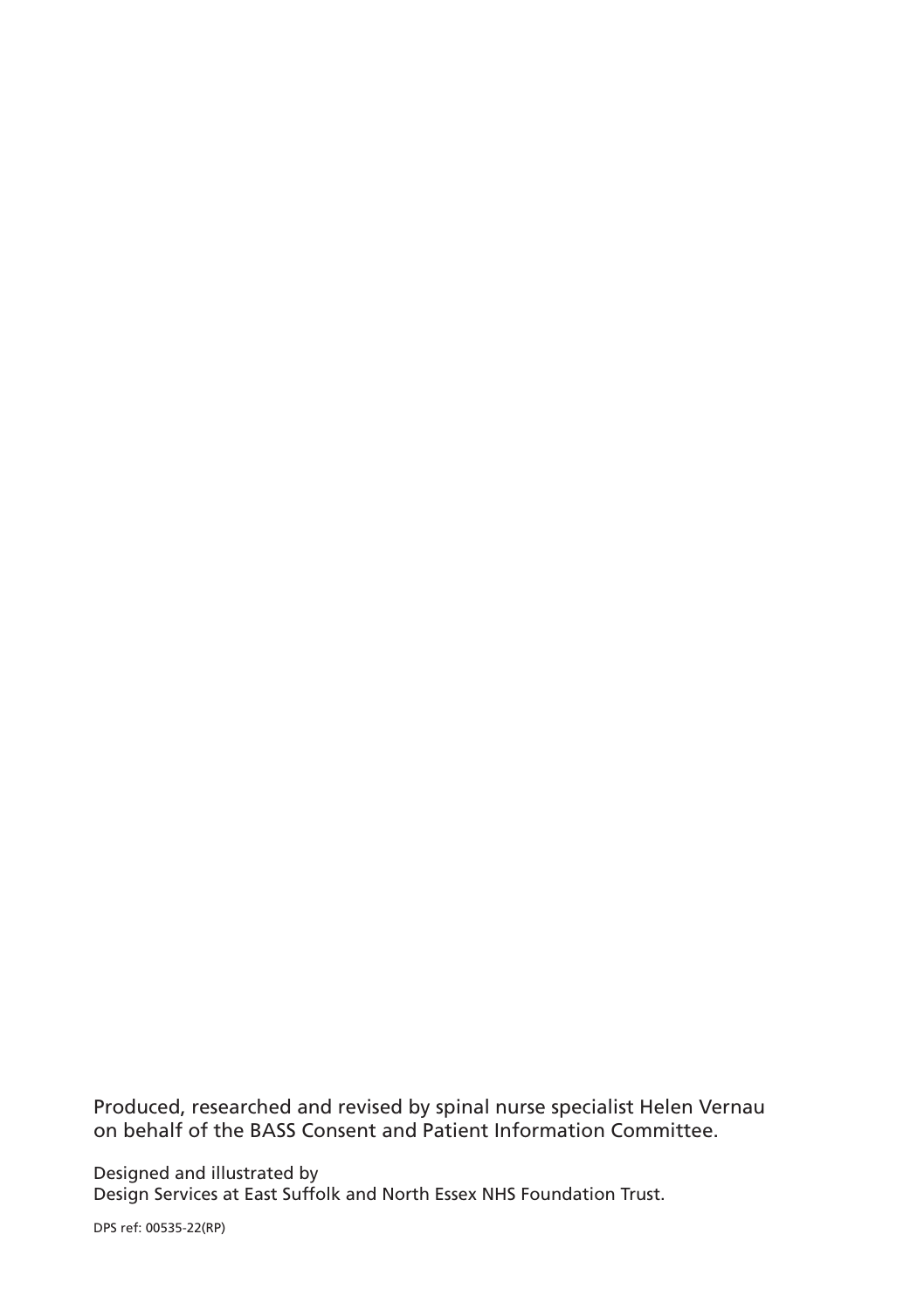Produced, researched and revised by spinal nurse specialist Helen Vernau on behalf of the BASS Consent and Patient Information Committee.

Designed and illustrated by
Design Services at East Suffolk and North Essex NHS Foundation Trust.

DPS ref: 00535-22(RP)